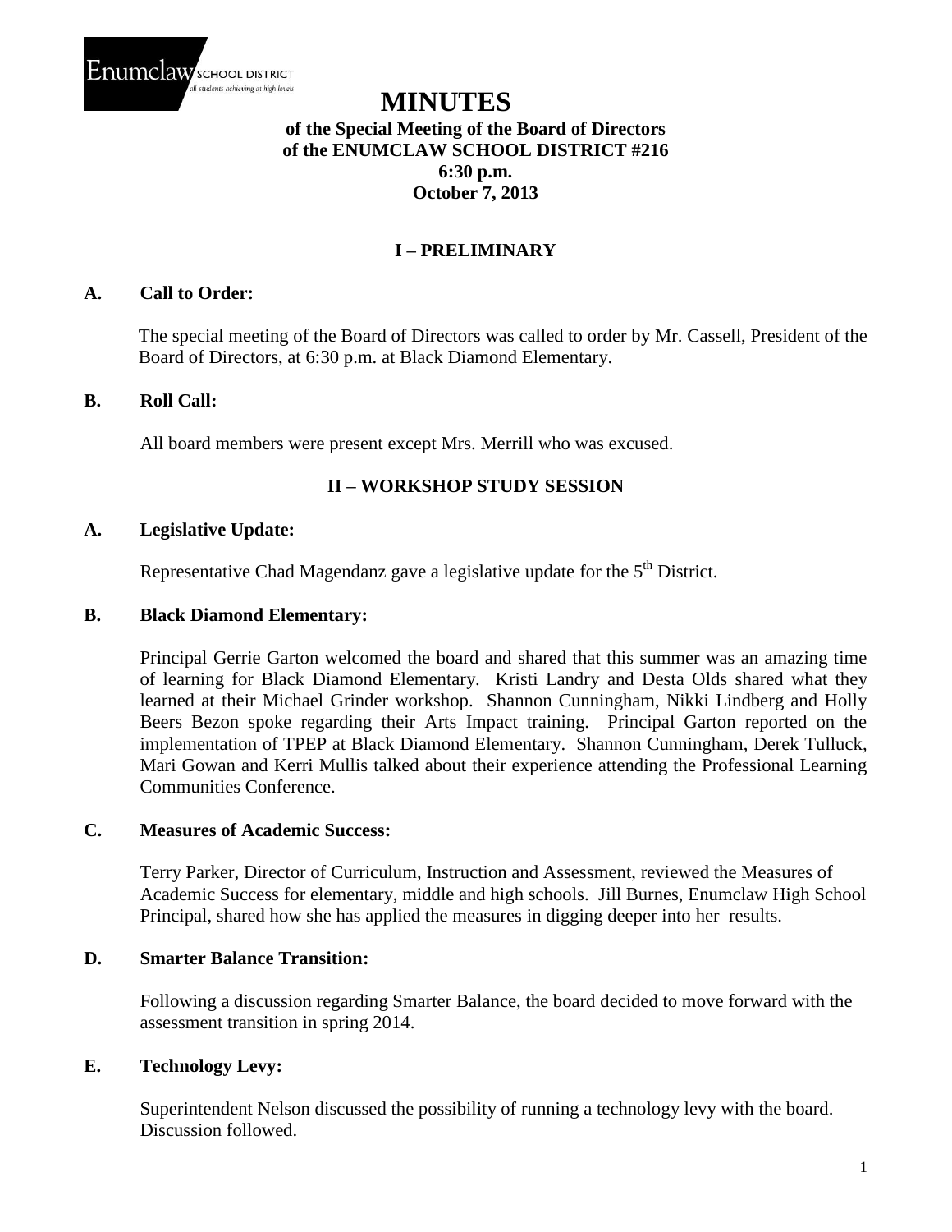Enumclaw SCHOOL DISTRICT
all students achieving at high levels

# MINUTES

**of the Special Meeting of the Board of Directors**
**of the ENUMCLAW SCHOOL DISTRICT #216**
**6:30 p.m.**
**October 7, 2013**

## I – PRELIMINARY

### A. Call to Order:

The special meeting of the Board of Directors was called to order by Mr. Cassell, President of the Board of Directors, at 6:30 p.m. at Black Diamond Elementary.

### B. Roll Call:

All board members were present except Mrs. Merrill who was excused.

## II – WORKSHOP STUDY SESSION

### A. Legislative Update:

Representative Chad Magendanz gave a legislative update for the 5th District.

### B. Black Diamond Elementary:

Principal Gerrie Garton welcomed the board and shared that this summer was an amazing time of learning for Black Diamond Elementary. Kristi Landry and Desta Olds shared what they learned at their Michael Grinder workshop. Shannon Cunningham, Nikki Lindberg and Holly Beers Bezon spoke regarding their Arts Impact training. Principal Garton reported on the implementation of TPEP at Black Diamond Elementary. Shannon Cunningham, Derek Tulluck, Mari Gowan and Kerri Mullis talked about their experience attending the Professional Learning Communities Conference.

### C. Measures of Academic Success:

Terry Parker, Director of Curriculum, Instruction and Assessment, reviewed the Measures of Academic Success for elementary, middle and high schools. Jill Burnes, Enumclaw High School Principal, shared how she has applied the measures in digging deeper into her results.

### D. Smarter Balance Transition:

Following a discussion regarding Smarter Balance, the board decided to move forward with the assessment transition in spring 2014.

### E. Technology Levy:

Superintendent Nelson discussed the possibility of running a technology levy with the board. Discussion followed.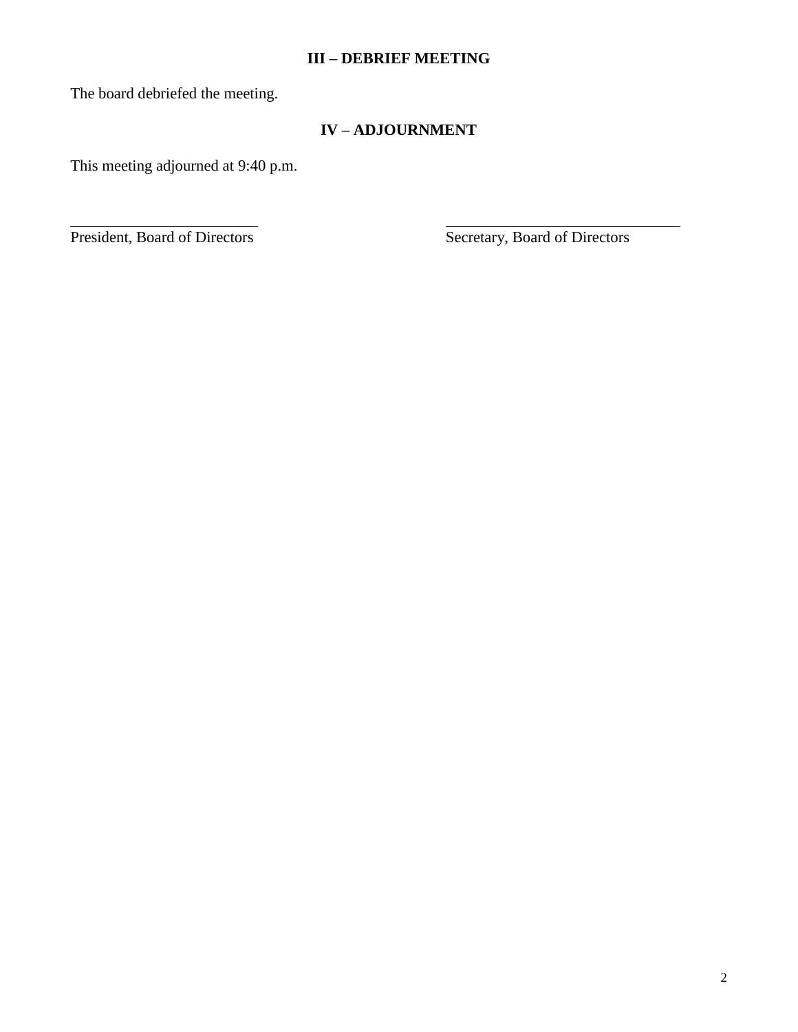## III – DEBRIEF MEETING

The board debriefed the meeting.

## IV – ADJOURNMENT

This meeting adjourned at 9:40 p.m.

| | |
|---|---|
| \_\_\_\_\_\_\_\_\_\_\_\_\_\_\_\_\_\_\_\_\_\_\_\_\_\_ | \_\_\_\_\_\_\_\_\_\_\_\_\_\_\_\_\_\_\_\_\_\_\_\_\_\_ |
| President, Board of Directors | Secretary, Board of Directors |